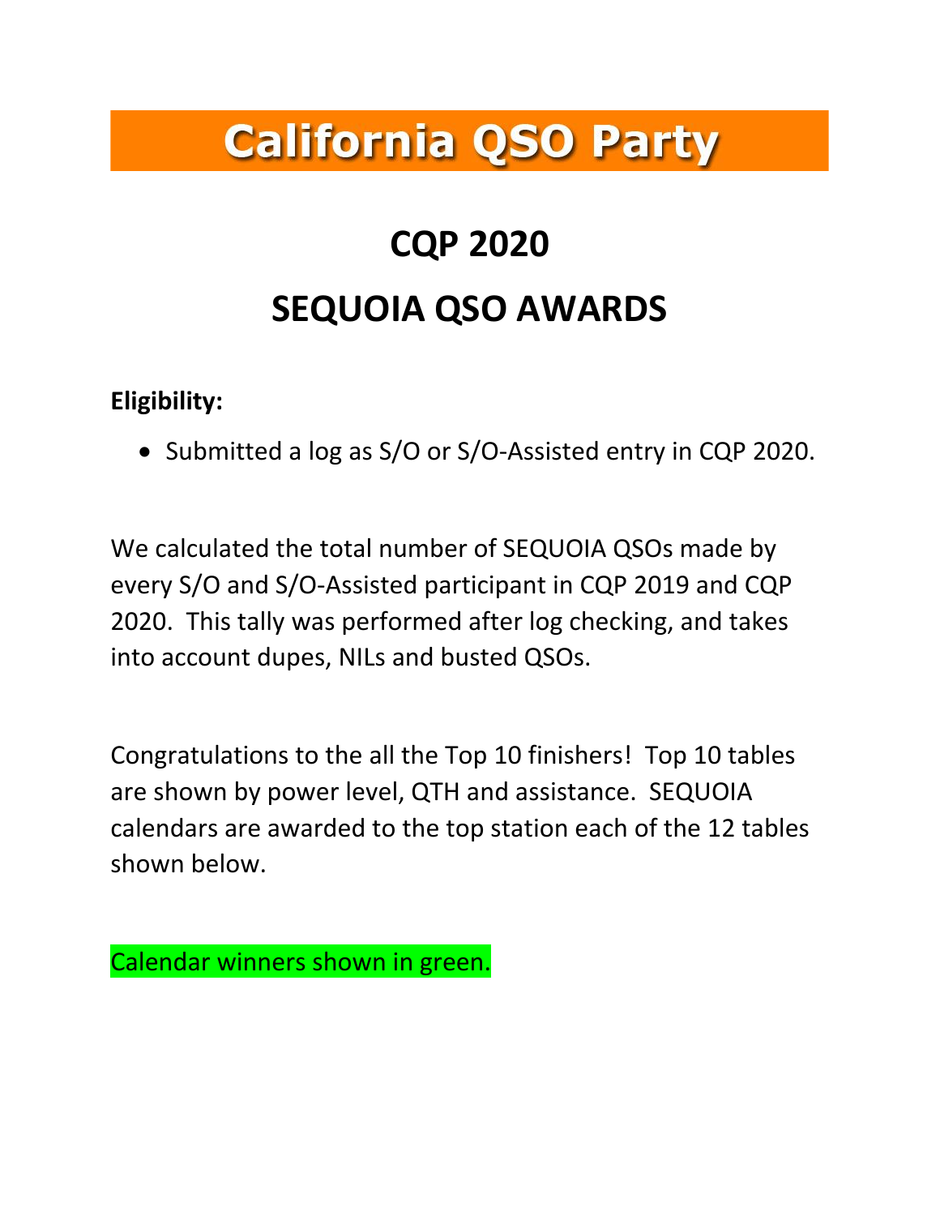# California QSO Party

## CQP 2020

## SEQUOIA QSO AWARDS

**Eligibility:**

- Submitted a log as S/O or S/O-Assisted entry in CQP 2020.

We calculated the total number of SEQUOIA QSOs made by every S/O and S/O-Assisted participant in CQP 2019 and CQP 2020. This tally was performed after log checking, and takes into account dupes, NILs and busted QSOs.

Congratulations to the all the Top 10 finishers! Top 10 tables are shown by power level, QTH and assistance. SEQUOIA calendars are awarded to the top station each of the 12 tables shown below.

Calendar winners shown in green.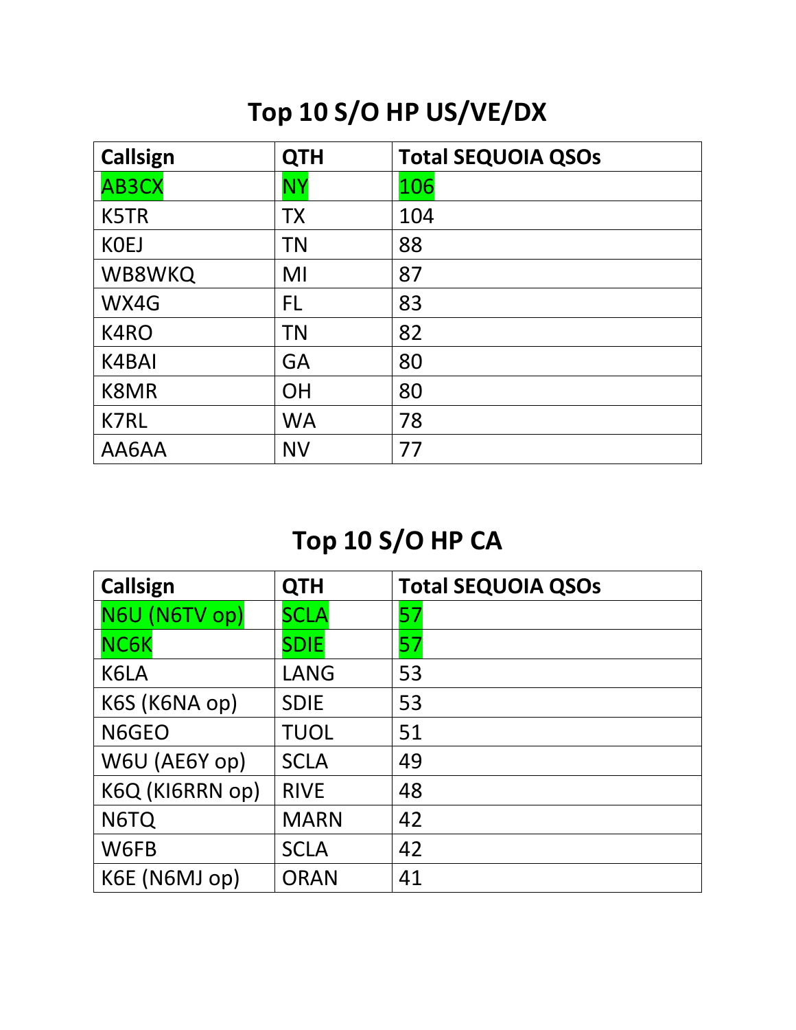## Top 10 S/O HP US/VE/DX

| Callsign | QTH | Total SEQUOIA QSOs |
|---|---|---|
| AB3CX | NY | 106 |
| K5TR | TX | 104 |
| K0EJ | TN | 88 |
| WB8WKQ | MI | 87 |
| WX4G | FL | 83 |
| K4RO | TN | 82 |
| K4BAI | GA | 80 |
| K8MR | OH | 80 |
| K7RL | WA | 78 |
| AA6AA | NV | 77 |

## Top 10 S/O HP CA

| Callsign | QTH | Total SEQUOIA QSOs |
|---|---|---|
| N6U (N6TV op) | SCLA | 57 |
| NC6K | SDIE | 57 |
| K6LA | LANG | 53 |
| K6S (K6NA op) | SDIE | 53 |
| N6GEO | TUOL | 51 |
| W6U (AE6Y op) | SCLA | 49 |
| K6Q (KI6RRN op) | RIVE | 48 |
| N6TQ | MARN | 42 |
| W6FB | SCLA | 42 |
| K6E (N6MJ op) | ORAN | 41 |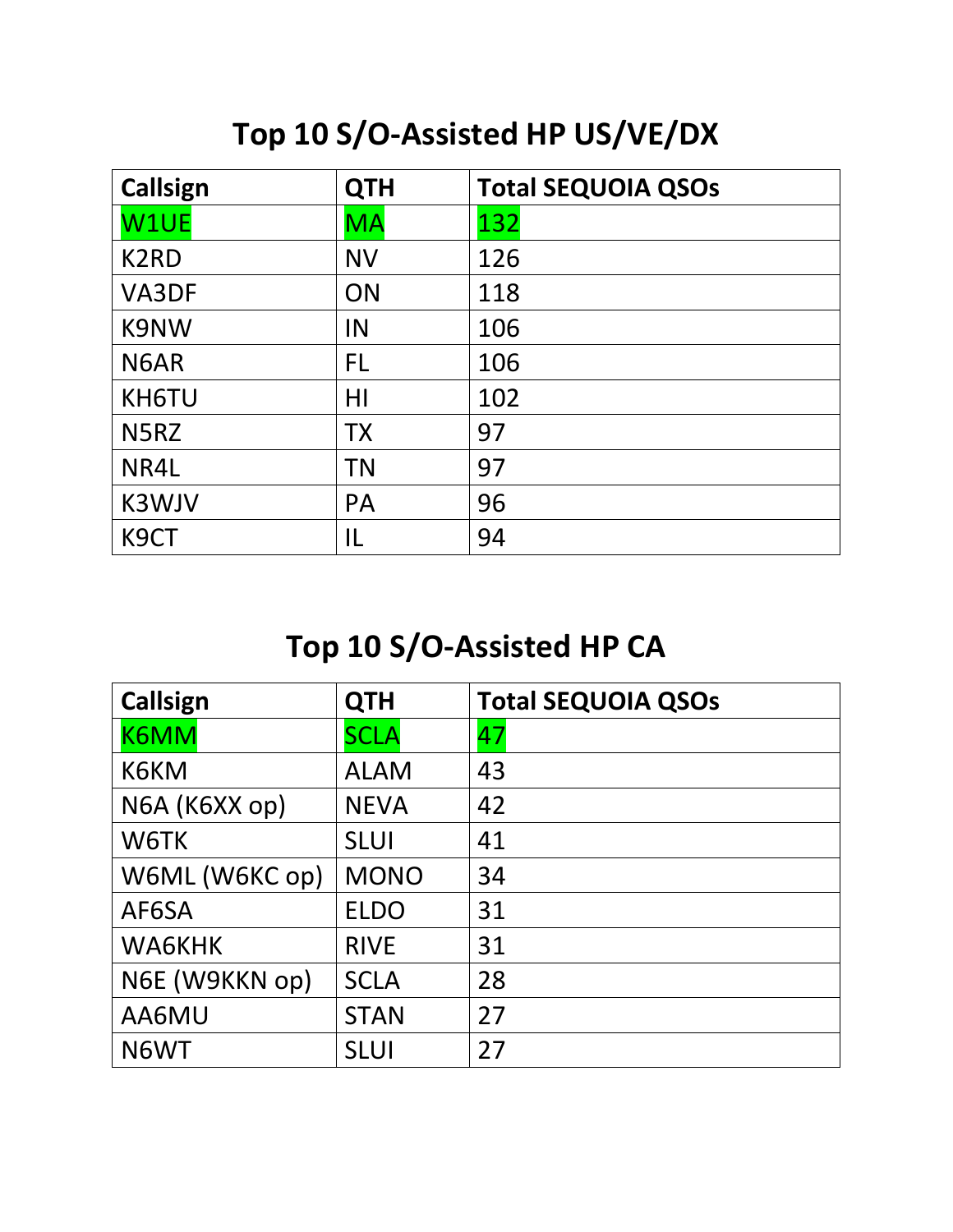# Top 10 S/O-Assisted HP US/VE/DX

| Callsign | QTH | Total SEQUOIA QSOs |
|---|---|---|
| W1UE | MA | 132 |
| K2RD | NV | 126 |
| VA3DF | ON | 118 |
| K9NW | IN | 106 |
| N6AR | FL | 106 |
| KH6TU | HI | 102 |
| N5RZ | TX | 97 |
| NR4L | TN | 97 |
| K3WJV | PA | 96 |
| K9CT | IL | 94 |

# Top 10 S/O-Assisted HP CA

| Callsign | QTH | Total SEQUOIA QSOs |
|---|---|---|
| K6MM | SCLA | 47 |
| K6KM | ALAM | 43 |
| N6A (K6XX op) | NEVA | 42 |
| W6TK | SLUI | 41 |
| W6ML (W6KC op) | MONO | 34 |
| AF6SA | ELDO | 31 |
| WA6KHK | RIVE | 31 |
| N6E (W9KKN op) | SCLA | 28 |
| AA6MU | STAN | 27 |
| N6WT | SLUI | 27 |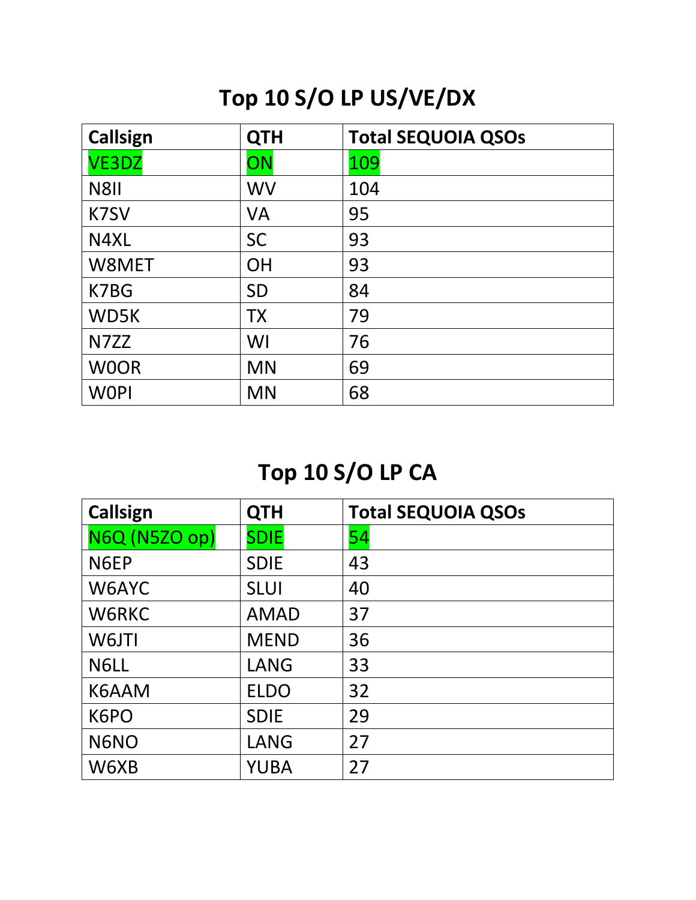## Top 10 S/O LP US/VE/DX

| Callsign | QTH | Total SEQUOIA QSOs |
| --- | --- | --- |
| VE3DZ | ON | 109 |
| N8II | WV | 104 |
| K7SV | VA | 95 |
| N4XL | SC | 93 |
| W8MET | OH | 93 |
| K7BG | SD | 84 |
| WD5K | TX | 79 |
| N7ZZ | WI | 76 |
| W0OR | MN | 69 |
| W0PI | MN | 68 |

## Top 10 S/O LP CA

| Callsign | QTH | Total SEQUOIA QSOs |
| --- | --- | --- |
| N6Q (N5ZO op) | SDIE | 54 |
| N6EP | SDIE | 43 |
| W6AYC | SLUI | 40 |
| W6RKC | AMAD | 37 |
| W6JTI | MEND | 36 |
| N6LL | LANG | 33 |
| K6AAM | ELDO | 32 |
| K6PO | SDIE | 29 |
| N6NO | LANG | 27 |
| W6XB | YUBA | 27 |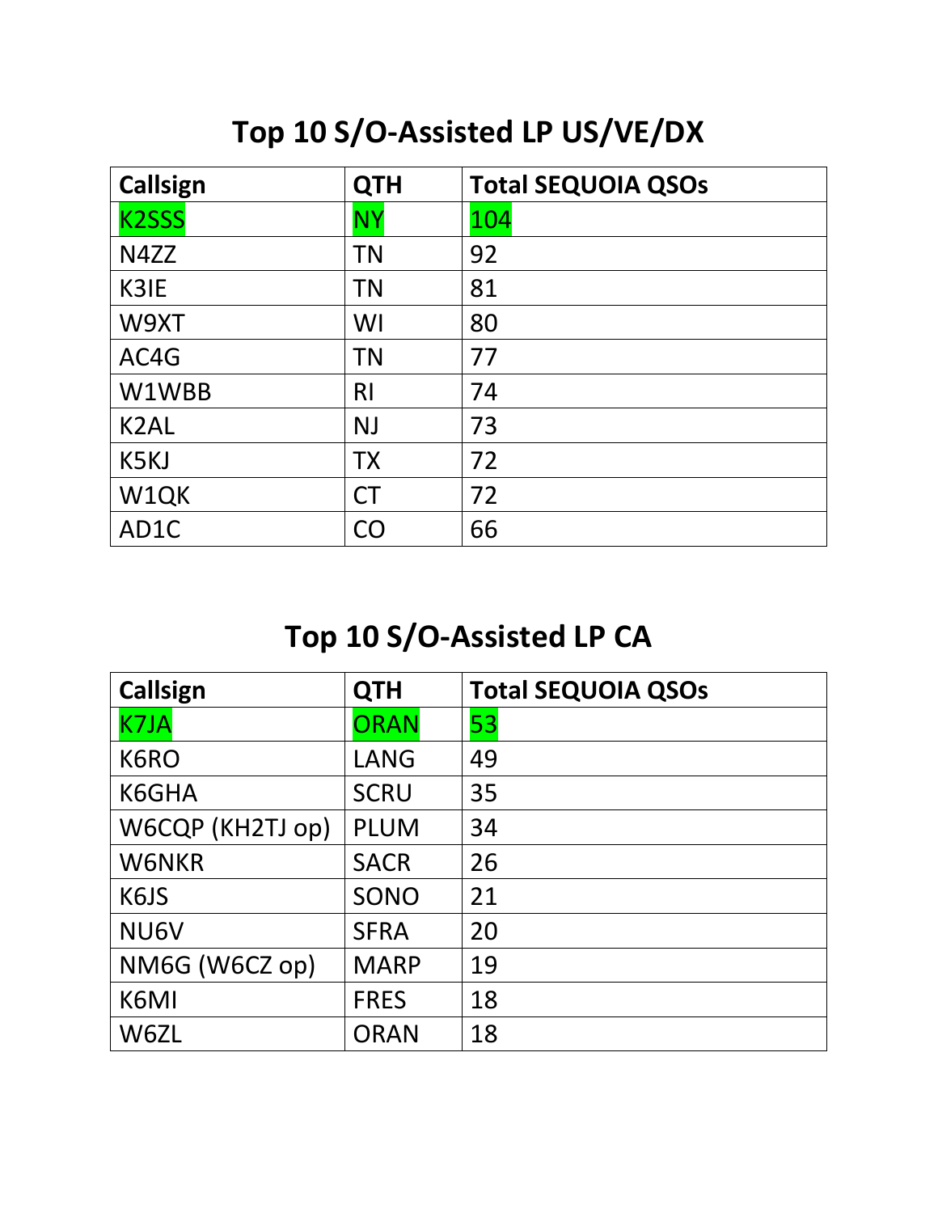# Top 10 S/O-Assisted LP US/VE/DX

| Callsign | QTH | Total SEQUOIA QSOs |
|---|---|---|
| K2SSS | NY | 104 |
| N4ZZ | TN | 92 |
| K3IE | TN | 81 |
| W9XT | WI | 80 |
| AC4G | TN | 77 |
| W1WBB | RI | 74 |
| K2AL | NJ | 73 |
| K5KJ | TX | 72 |
| W1QK | CT | 72 |
| AD1C | CO | 66 |

# Top 10 S/O-Assisted LP CA

| Callsign | QTH | Total SEQUOIA QSOs |
|---|---|---|
| K7JA | ORAN | 53 |
| K6RO | LANG | 49 |
| K6GHA | SCRU | 35 |
| W6CQP (KH2TJ op) | PLUM | 34 |
| W6NKR | SACR | 26 |
| K6JS | SONO | 21 |
| NU6V | SFRA | 20 |
| NM6G (W6CZ op) | MARP | 19 |
| K6MI | FRES | 18 |
| W6ZL | ORAN | 18 |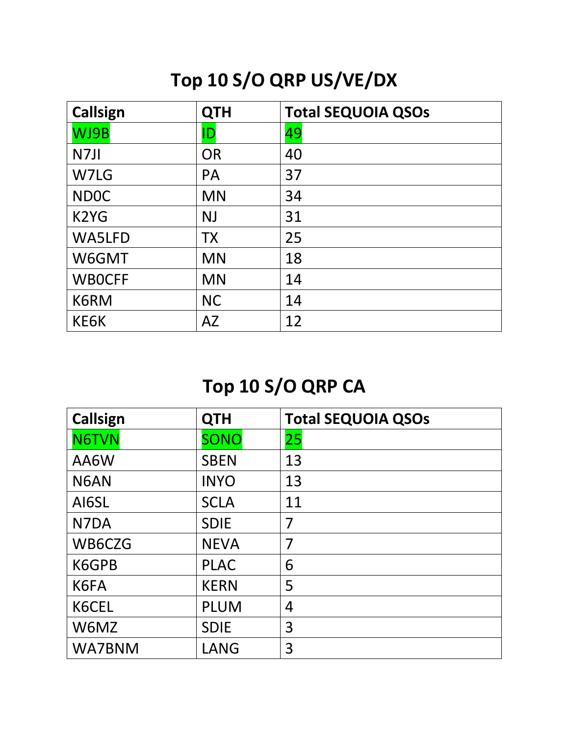## Top 10 S/O QRP US/VE/DX

| Callsign | QTH | Total SEQUOIA QSOs |
|---|---|---|
| WJ9B | ID | 49 |
| N7JI | OR | 40 |
| W7LG | PA | 37 |
| ND0C | MN | 34 |
| K2YG | NJ | 31 |
| WA5LFD | TX | 25 |
| W6GMT | MN | 18 |
| WB0CFF | MN | 14 |
| K6RM | NC | 14 |
| KE6K | AZ | 12 |

## Top 10 S/O QRP CA

| Callsign | QTH | Total SEQUOIA QSOs |
|---|---|---|
| N6TVN | SONO | 25 |
| AA6W | SBEN | 13 |
| N6AN | INYO | 13 |
| AI6SL | SCLA | 11 |
| N7DA | SDIE | 7 |
| WB6CZG | NEVA | 7 |
| K6GPB | PLAC | 6 |
| K6FA | KERN | 5 |
| K6CEL | PLUM | 4 |
| W6MZ | SDIE | 3 |
| WA7BNM | LANG | 3 |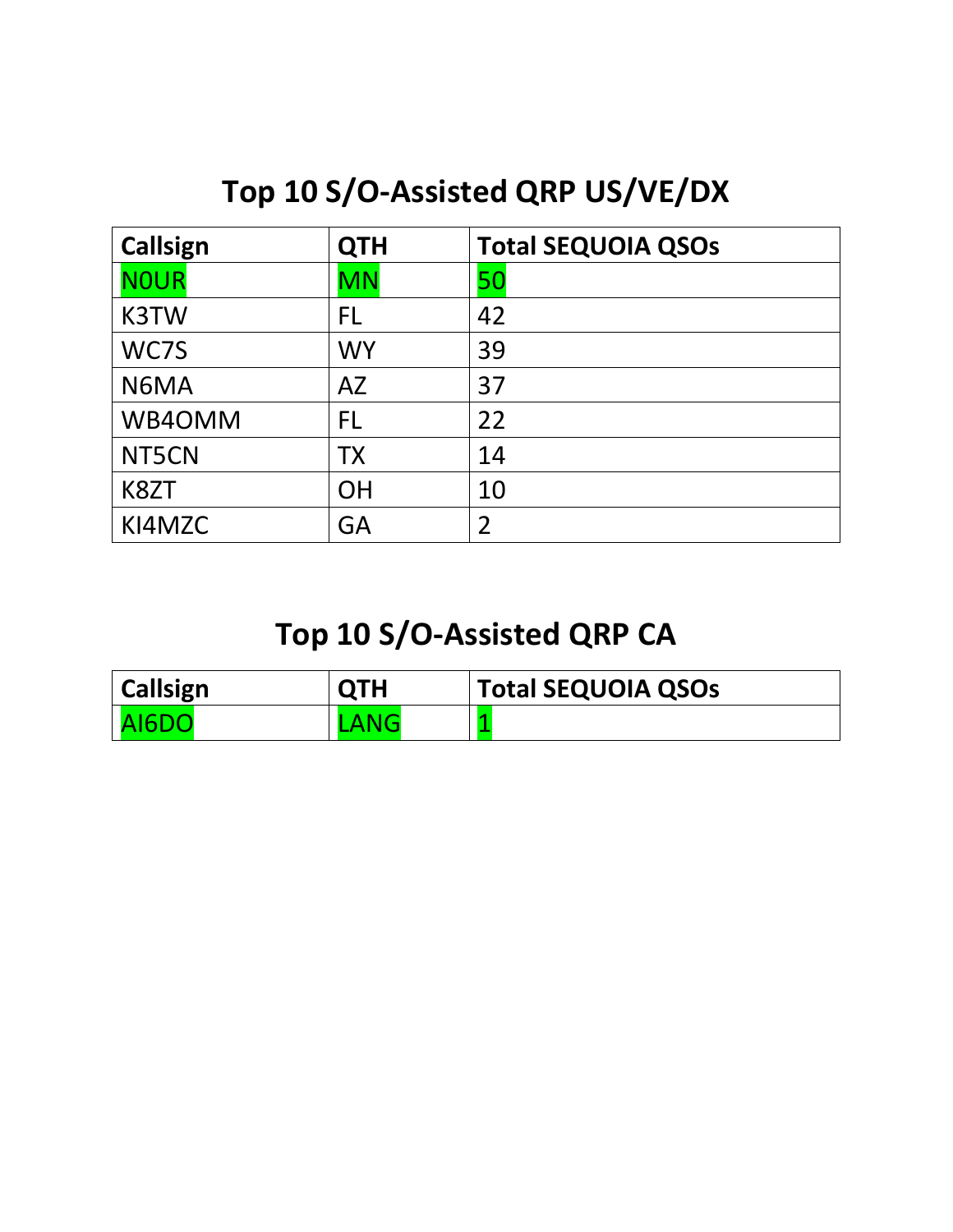## Top 10 S/O-Assisted QRP US/VE/DX

| Callsign | QTH | Total SEQUOIA QSOs |
|---|---|---|
| N0UR | MN | 50 |
| K3TW | FL | 42 |
| WC7S | WY | 39 |
| N6MA | AZ | 37 |
| WB4OMM | FL | 22 |
| NT5CN | TX | 14 |
| K8ZT | OH | 10 |
| KI4MZC | GA | 2 |

## Top 10 S/O-Assisted QRP CA

| Callsign | QTH | Total SEQUOIA QSOs |
|---|---|---|
| AI6DO | LANG | 1 |